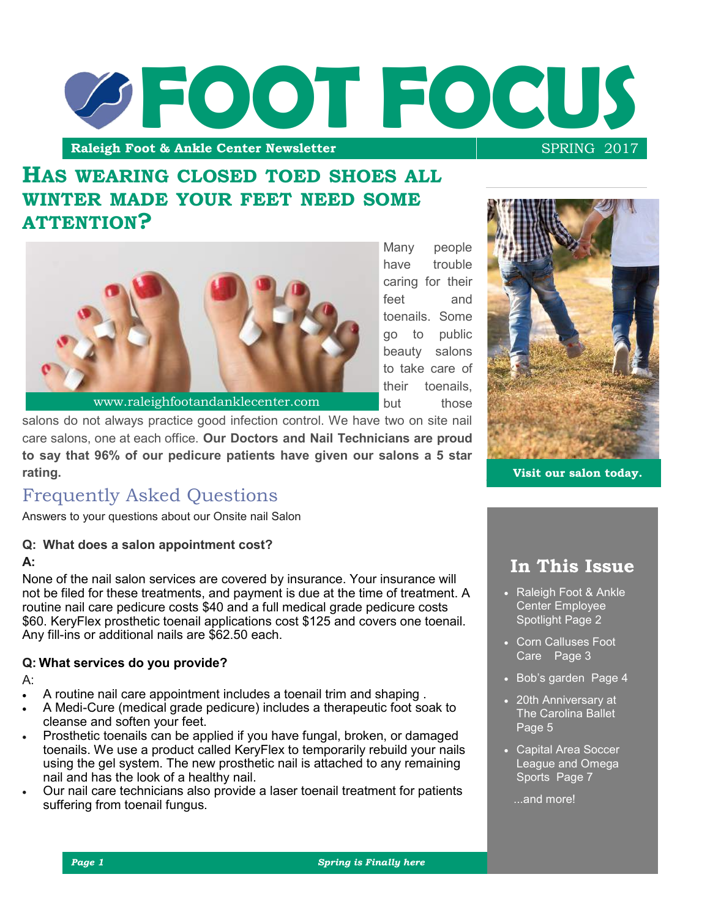# FOOT FOCUS

**Raleigh Foot & Ankle Center Newsletter** SPRING 2017

## Has wearing closed toed shoes all winter made your feet need some attention?

www.raleighfootandanklecenter.com

Many people have trouble caring for their feet and toenails. Some go to public beauty salons to take care of their toenails, but those salons do not always practice good infection control. We have two on site nail care salons, one at each office. **Our Doctors and Nail Technicians are proud to say that 96% of our pedicure patients have given our salons a 5 star rating.**

## Frequently Asked Questions

Answers to your questions about our Onsite nail Salon

**Q: What does a salon appointment cost?**

**A:**

None of the nail salon services are covered by insurance. Your insurance will not be filed for these treatments, and payment is due at the time of treatment. A routine nail care pedicure costs $40 and a full medical grade pedicure costs $60. KeryFlex prosthetic toenail applications cost $125 and covers one toenail. Any fill-ins or additional nails are $62.50 each.

**Q: What services do you provide?**

A:

- A routine nail care appointment includes a toenail trim and shaping .
- A Medi-Cure (medical grade pedicure) includes a therapeutic foot soak to cleanse and soften your feet.
- Prosthetic toenails can be applied if you have fungal, broken, or damaged toenails. We use a product called KeryFlex to temporarily rebuild your nails using the gel system. The new prosthetic nail is attached to any remaining nail and has the look of a healthy nail.
- Our nail care technicians also provide a laser toenail treatment for patients suffering from toenail fungus.

**Visit our salon today.**

## In This Issue

- Raleigh Foot & Ankle Center Employee Spotlight Page 2
- Corn Calluses Foot Care Page 3
- Bob's garden Page 4
- 20th Anniversary at The Carolina Ballet Page 5
- Capital Area Soccer League and Omega Sports Page 7

...and more!

*Spring is Finally here*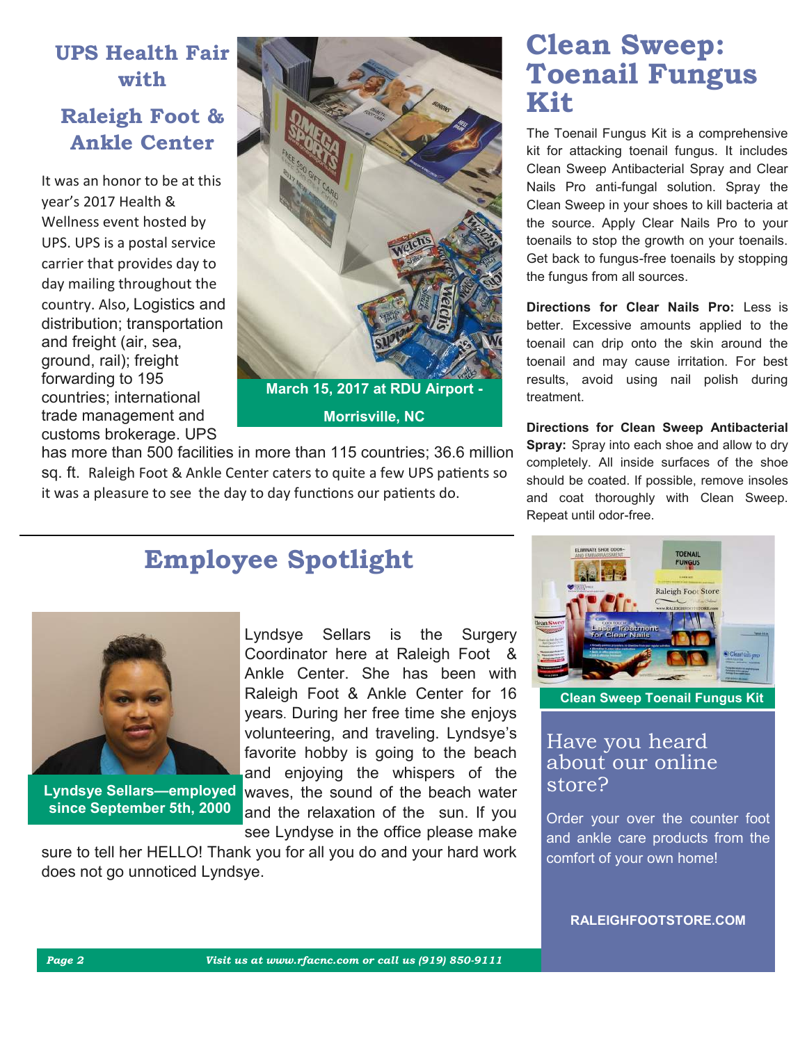## UPS Health Fair with

## Raleigh Foot & Ankle Center

It was an honor to be at this year's 2017 Health & Wellness event hosted by UPS. UPS is a postal service carrier that provides day to day mailing throughout the country. Also, Logistics and distribution; transportation and freight (air, sea, ground, rail); freight forwarding to 195 countries; international trade management and customs brokerage. UPS has more than 500 facilities in more than 115 countries; 36.6 million sq. ft. Raleigh Foot & Ankle Center caters to quite a few UPS patients so it was a pleasure to see the day to day functions our patients do.

**March 15, 2017 at RDU Airport - Morrisville, NC**

## Employee Spotlight

**Lyndsye Sellars—employed since September 5th, 2000**

Lyndsye Sellars is the Surgery Coordinator here at Raleigh Foot & Ankle Center. She has been with Raleigh Foot & Ankle Center for 16 years. During her free time she enjoys volunteering, and traveling. Lyndsye's favorite hobby is going to the beach and enjoying the whispers of the waves, the sound of the beach water and the relaxation of the sun. If you see Lyndsye in the office please make sure to tell her HELLO! Thank you for all you do and your hard work does not go unnoticed Lyndsye.

# Clean Sweep: Toenail Fungus Kit

The Toenail Fungus Kit is a comprehensive kit for attacking toenail fungus. It includes Clean Sweep Antibacterial Spray and Clear Nails Pro anti-fungal solution. Spray the Clean Sweep in your shoes to kill bacteria at the source. Apply Clear Nails Pro to your toenails to stop the growth on your toenails. Get back to fungus-free toenails by stopping the fungus from all sources.

**Directions for Clear Nails Pro:** Less is better. Excessive amounts applied to the toenail can drip onto the skin around the toenail and may cause irritation. For best results, avoid using nail polish during treatment.

**Directions for Clean Sweep Antibacterial Spray:** Spray into each shoe and allow to dry completely. All inside surfaces of the shoe should be coated. If possible, remove insoles and coat thoroughly with Clean Sweep. Repeat until odor-free.

**Clean Sweep Toenail Fungus Kit**

### Have you heard about our online store?

Order your over the counter foot and ankle care products from the comfort of your own home!

**RALEIGHFOOTSTORE.COM**

*Visit us at www.rfacnc.com or call us (919) 850-9111*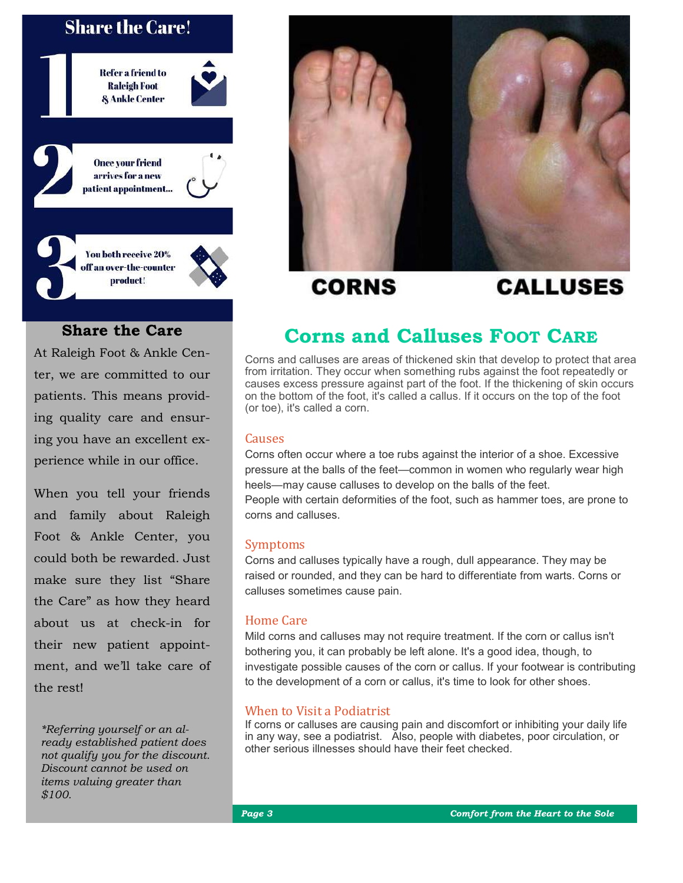## Share the Care!

1. Refer a friend to Raleigh Foot & Ankle Center
2. Once your friend arrives for a new patient appointment...
3. You both receive 20% off an over-the-counter product!

### Share the Care

At Raleigh Foot & Ankle Center, we are committed to our patients. This means providing quality care and ensuring you have an excellent experience while in our office.

When you tell your friends and family about Raleigh Foot & Ankle Center, you could both be rewarded. Just make sure they list “Share the Care” as how they heard about us at check-in for their new patient appointment, and we’ll take care of the rest!

*\*Referring yourself or an already established patient does not qualify you for the discount. Discount cannot be used on items valuing greater than $100.*

**CORNS** **CALLUSES**

## Corns and Calluses Foot Care

Corns and calluses are areas of thickened skin that develop to protect that area from irritation. They occur when something rubs against the foot repeatedly or causes excess pressure against part of the foot. If the thickening of skin occurs on the bottom of the foot, it's called a callus. If it occurs on the top of the foot (or toe), it's called a corn.

### Causes

Corns often occur where a toe rubs against the interior of a shoe. Excessive pressure at the balls of the feet—common in women who regularly wear high heels—may cause calluses to develop on the balls of the feet.
People with certain deformities of the foot, such as hammer toes, are prone to corns and calluses.

### Symptoms

Corns and calluses typically have a rough, dull appearance. They may be raised or rounded, and they can be hard to differentiate from warts. Corns or calluses sometimes cause pain.

### Home Care

Mild corns and calluses may not require treatment. If the corn or callus isn't bothering you, it can probably be left alone. It's a good idea, though, to investigate possible causes of the corn or callus. If your footwear is contributing to the development of a corn or callus, it's time to look for other shoes.

### When to Visit a Podiatrist

If corns or calluses are causing pain and discomfort or inhibiting your daily life in any way, see a podiatrist. Also, people with diabetes, poor circulation, or other serious illnesses should have their feet checked.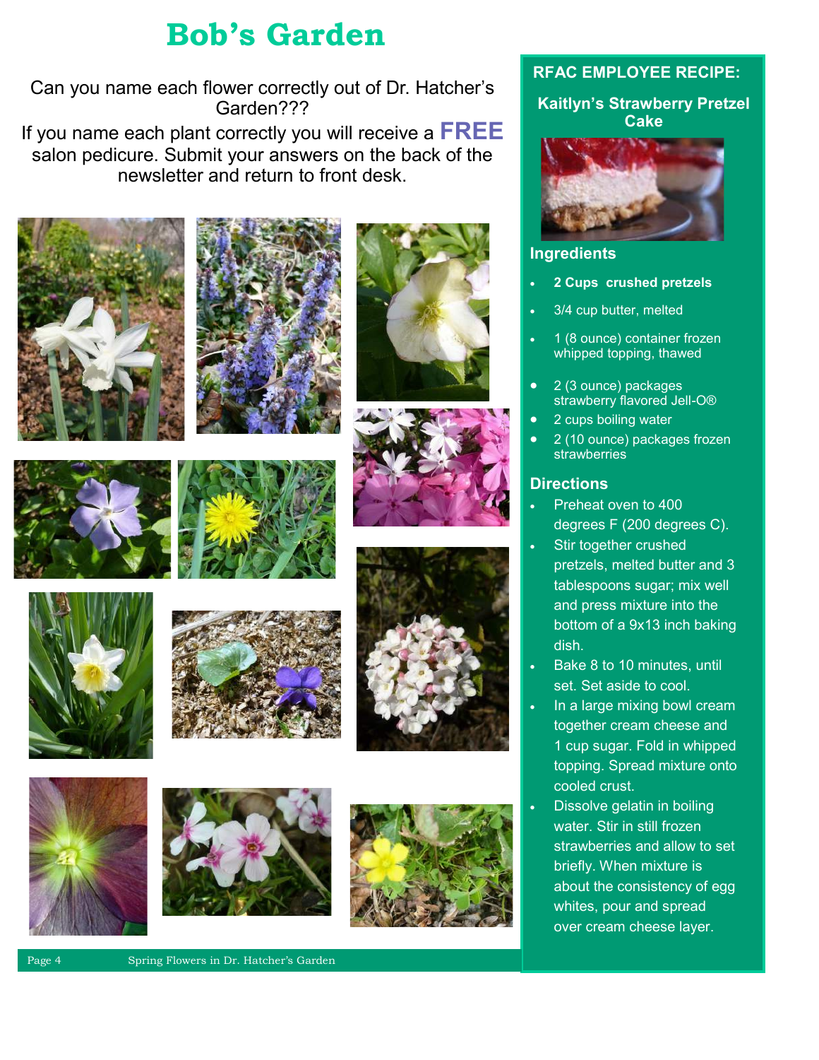# Bob's Garden

Can you name each flower correctly out of Dr. Hatcher's Garden???

If you name each plant correctly you will receive a **FREE** salon pedicure. Submit your answers on the back of the newsletter and return to front desk.

## RFAC EMPLOYEE RECIPE:

### Kaitlyn's Strawberry Pretzel Cake

### Ingredients

- **2 Cups crushed pretzels**
- 3/4 cup butter, melted
- 1 (8 ounce) container frozen whipped topping, thawed
- 2 (3 ounce) packages strawberry flavored Jell-O®
- 2 cups boiling water
- 2 (10 ounce) packages frozen strawberries

### Directions

- Preheat oven to 400 degrees F (200 degrees C).
- Stir together crushed pretzels, melted butter and 3 tablespoons sugar; mix well and press mixture into the bottom of a 9x13 inch baking dish.
- Bake 8 to 10 minutes, until set. Set aside to cool.
- In a large mixing bowl cream together cream cheese and 1 cup sugar. Fold in whipped topping. Spread mixture onto cooled crust.
- Dissolve gelatin in boiling water. Stir in still frozen strawberries and allow to set briefly. When mixture is about the consistency of egg whites, pour and spread over cream cheese layer.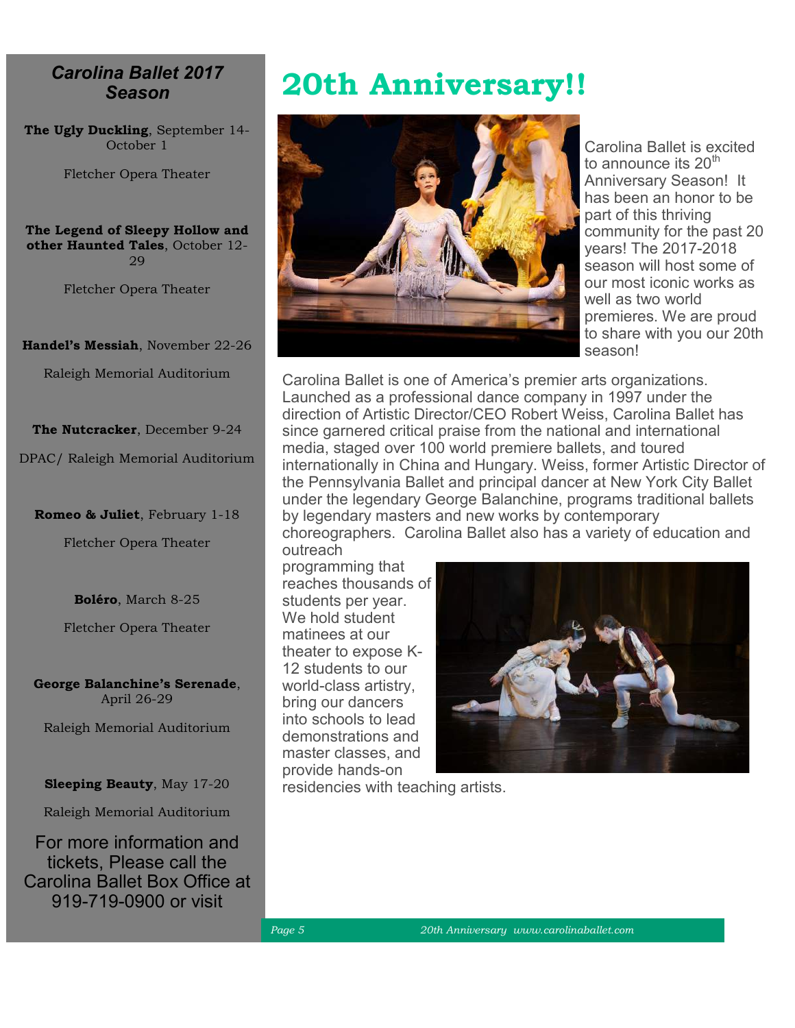## *Carolina Ballet 2017 Season*

**The Ugly Duckling**, September 14-October 1

Fletcher Opera Theater

**The Legend of Sleepy Hollow and other Haunted Tales**, October 12-29

Fletcher Opera Theater

**Handel's Messiah**, November 22-26

Raleigh Memorial Auditorium

**The Nutcracker**, December 9-24

DPAC/ Raleigh Memorial Auditorium

**Romeo & Juliet**, February 1-18

Fletcher Opera Theater

**Boléro**, March 8-25

Fletcher Opera Theater

**George Balanchine's Serenade**, April 26-29

Raleigh Memorial Auditorium

**Sleeping Beauty**, May 17-20

Raleigh Memorial Auditorium

For more information and tickets, Please call the Carolina Ballet Box Office at 919-719-0900 or visit

# 20th Anniversary!!

Carolina Ballet is excited to announce its 20th Anniversary Season! It has been an honor to be part of this thriving community for the past 20 years! The 2017-2018 season will host some of our most iconic works as well as two world premieres. We are proud to share with you our 20th season!

Carolina Ballet is one of America's premier arts organizations. Launched as a professional dance company in 1997 under the direction of Artistic Director/CEO Robert Weiss, Carolina Ballet has since garnered critical praise from the national and international media, staged over 100 world premiere ballets, and toured internationally in China and Hungary. Weiss, former Artistic Director of the Pennsylvania Ballet and principal dancer at New York City Ballet under the legendary George Balanchine, programs traditional ballets by legendary masters and new works by contemporary choreographers. Carolina Ballet also has a variety of education and outreach programming that reaches thousands of students per year. We hold student matinees at our theater to expose K-12 students to our world-class artistry, bring our dancers into schools to lead demonstrations and master classes, and provide hands-on residencies with teaching artists.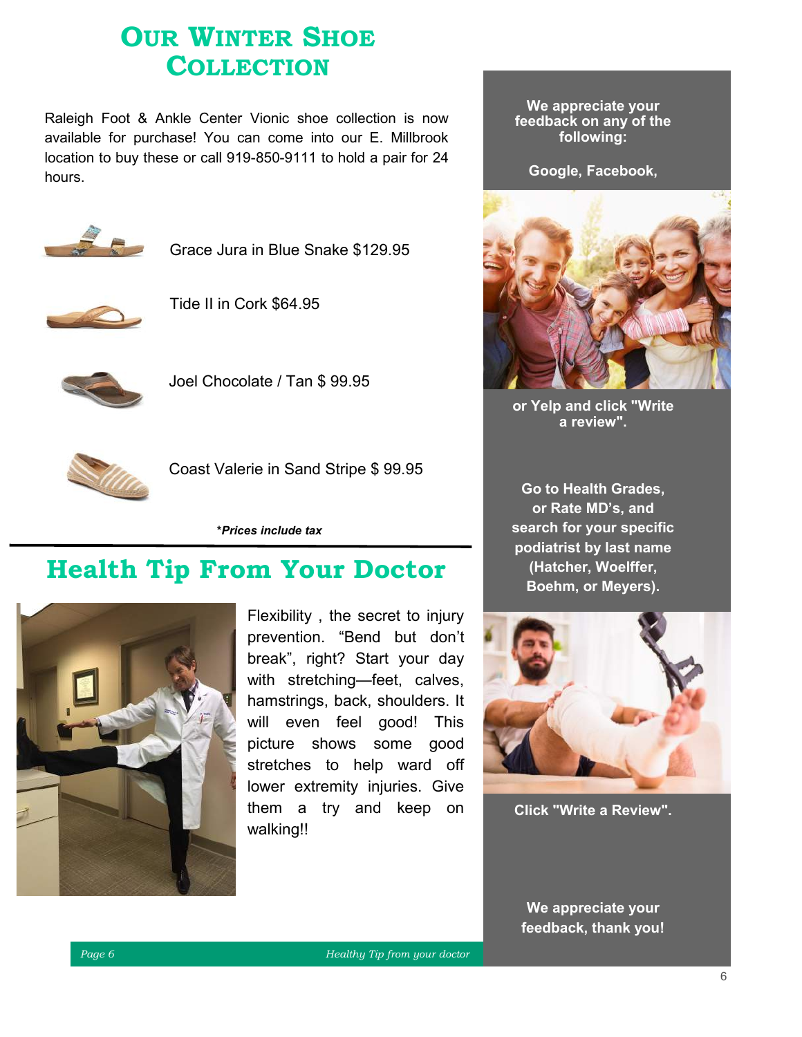# Our Winter Shoe Collection

Raleigh Foot & Ankle Center Vionic shoe collection is now available for purchase! You can come into our E. Millbrook location to buy these or call 919-850-9111 to hold a pair for 24 hours.

Grace Jura in Blue Snake $129.95

Tide II in Cork $64.95

Joel Chocolate / Tan $ 99.95

Coast Valerie in Sand Stripe $ 99.95

***Prices include tax**

# Health Tip From Your Doctor

Flexibility , the secret to injury prevention. "Bend but don't break", right? Start your day with stretching—feet, calves, hamstrings, back, shoulders. It will even feel good! This picture shows some good stretches to help ward off lower extremity injuries. Give them a try and keep on walking!!

**We appreciate your feedback on any of the following:**

**Google, Facebook,**

**or Yelp and click "Write a review".**

**Go to Health Grades, or Rate MD's, and search for your specific podiatrist by last name (Hatcher, Woelffer, Boehm, or Meyers).**

**Click "Write a Review".**

**We appreciate your feedback, thank you!**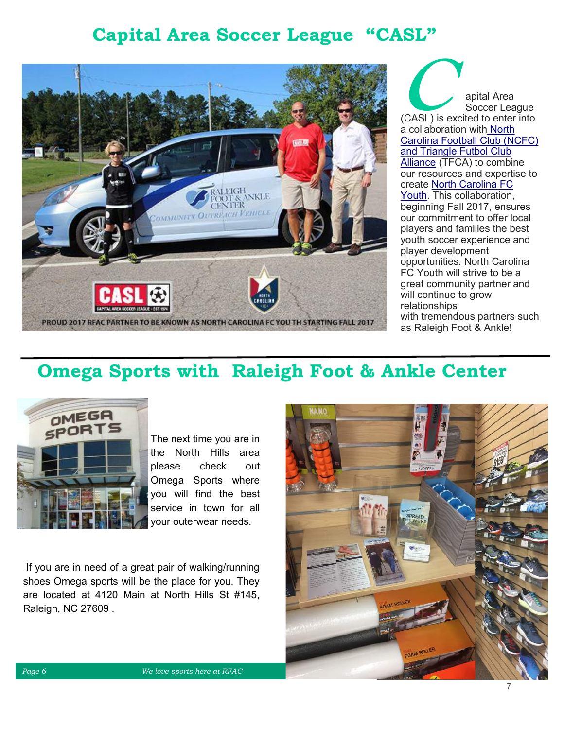# Capital Area Soccer League "CASL"

Capital Area Soccer League (CASL) is excited to enter into a collaboration with North Carolina Football Club (NCFC) and Triangle Futbol Club Alliance (TFCA) to combine our resources and expertise to create North Carolina FC Youth. This collaboration, beginning Fall 2017, ensures our commitment to offer local players and families the best youth soccer experience and player development opportunities. North Carolina FC Youth will strive to be a great community partner and will continue to grow relationships with tremendous partners such as Raleigh Foot & Ankle!

PROUD 2017 RFAC PARTNER TO BE KNOWN AS NORTH CAROLINA FC YOUTH STARTING FALL 2017

# Omega Sports with Raleigh Foot & Ankle Center

The next time you are in the North Hills area please check out Omega Sports where you will find the best service in town for all your outerwear needs.

If you are in need of a great pair of walking/running shoes Omega sports will be the place for you. They are located at 4120 Main at North Hills St #145, Raleigh, NC 27609 .

*We love sports here at RFAC*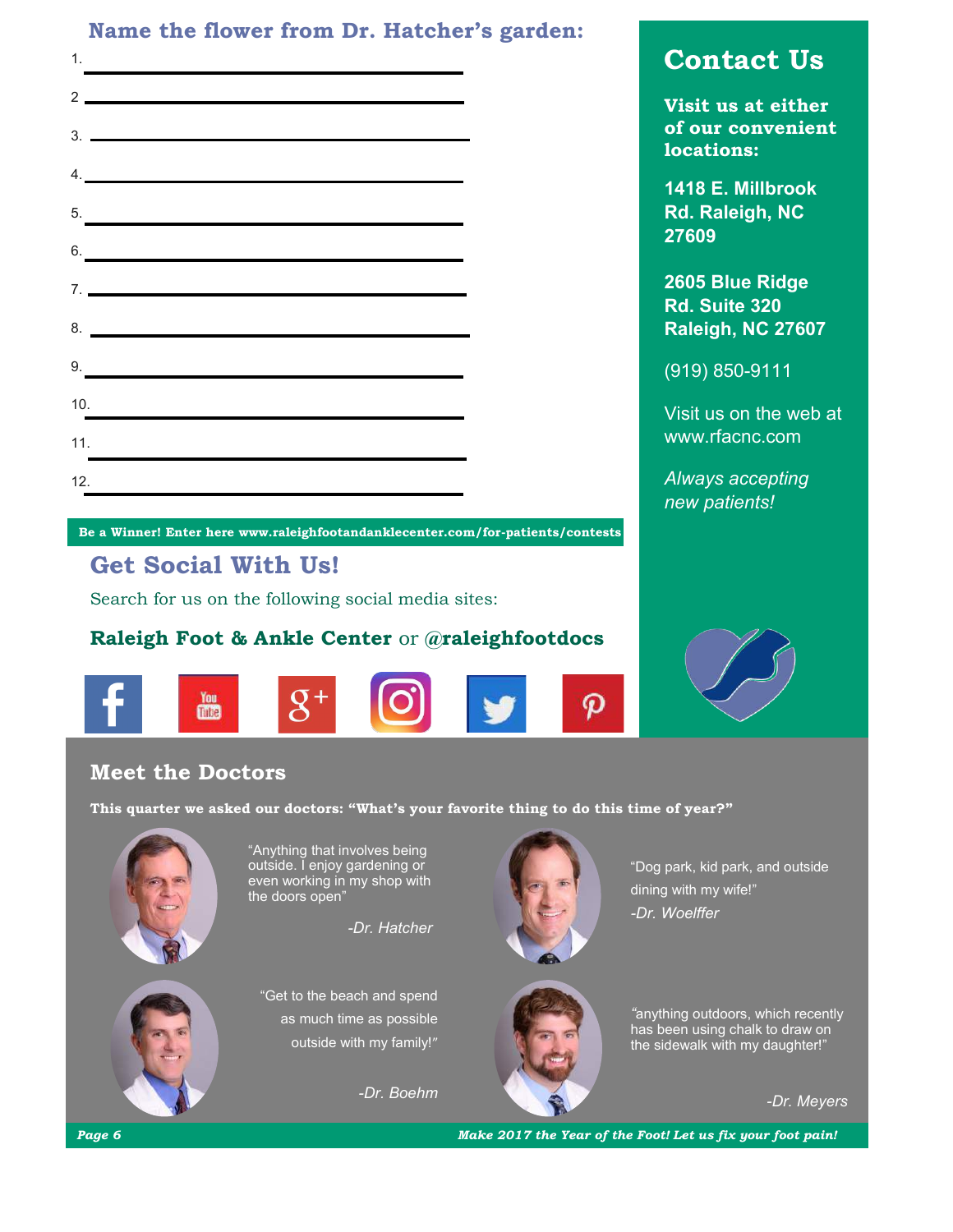## Name the flower from Dr. Hatcher's garden:

1. ______________________________
2. ______________________________
3. ______________________________
4. ______________________________
5. ______________________________
6. ______________________________
7. ______________________________
8. ______________________________
9. ______________________________
10. ______________________________
11. ______________________________
12. ______________________________

**Be a Winner! Enter here www.raleighfootandanklecenter.com/for-patients/contests**

## Get Social With Us!

Search for us on the following social media sites:

**Raleigh Foot & Ankle Center** or **@raleighfootdocs**

## Contact Us

**Visit us at either of our convenient locations:**

**1418 E. Millbrook Rd. Raleigh, NC 27609**

**2605 Blue Ridge Rd. Suite 320 Raleigh, NC 27607**

(919) 850-9111

Visit us on the web at www.rfacnc.com

*Always accepting new patients!*

## Meet the Doctors

**This quarter we asked our doctors: "What's your favorite thing to do this time of year?"**

"Anything that involves being outside. I enjoy gardening or even working in my shop with the doors open"

*-Dr. Hatcher*

"Dog park, kid park, and outside dining with my wife!"

*-Dr. Woelffer*

"Get to the beach and spend as much time as possible outside with my family!"

*-Dr. Boehm*

"anything outdoors, which recently has been using chalk to draw on the sidewalk with my daughter!"

*-Dr. Meyers*

*Make 2017 the Year of the Foot! Let us fix your foot pain!*